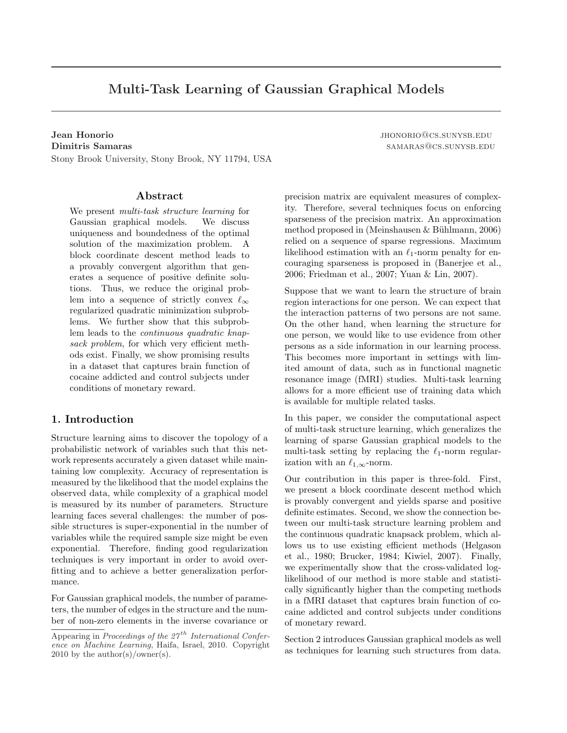# Multi-Task Learning of Gaussian Graphical Models

**Jean Honorio** JHONORIO@CS.SUNYSB.EDU
**Dimitris Samaras** SAMARAS@CS.SUNYSB.EDU
Stony Brook University, Stony Brook, NY 11794, USA

## Abstract

We present *multi-task structure learning* for Gaussian graphical models. We discuss uniqueness and boundedness of the optimal solution of the maximization problem. A block coordinate descent method leads to a provably convergent algorithm that generates a sequence of positive definite solutions. Thus, we reduce the original problem into a sequence of strictly convex $\ell_\infty$ regularized quadratic minimization subproblems. We further show that this subproblem leads to the *continuous quadratic knapsack problem*, for which very efficient methods exist. Finally, we show promising results in a dataset that captures brain function of cocaine addicted and control subjects under conditions of monetary reward.

## 1. Introduction

Structure learning aims to discover the topology of a probabilistic network of variables such that this network represents accurately a given dataset while maintaining low complexity. Accuracy of representation is measured by the likelihood that the model explains the observed data, while complexity of a graphical model is measured by its number of parameters. Structure learning faces several challenges: the number of possible structures is super-exponential in the number of variables while the required sample size might be even exponential. Therefore, finding good regularization techniques is very important in order to avoid overfitting and to achieve a better generalization performance.

For Gaussian graphical models, the number of parameters, the number of edges in the structure and the number of non-zero elements in the inverse covariance or precision matrix are equivalent measures of complexity. Therefore, several techniques focus on enforcing sparseness of the precision matrix. An approximation method proposed in (Meinshausen & Bühlmann, 2006) relied on a sequence of sparse regressions. Maximum likelihood estimation with an $\ell_1$-norm penalty for encouraging sparseness is proposed in (Banerjee et al., 2006; Friedman et al., 2007; Yuan & Lin, 2007).

Suppose that we want to learn the structure of brain region interactions for one person. We can expect that the interaction patterns of two persons are not same. On the other hand, when learning the structure for one person, we would like to use evidence from other persons as a side information in our learning process. This becomes more important in settings with limited amount of data, such as in functional magnetic resonance image (fMRI) studies. Multi-task learning allows for a more efficient use of training data which is available for multiple related tasks.

In this paper, we consider the computational aspect of multi-task structure learning, which generalizes the learning of sparse Gaussian graphical models to the multi-task setting by replacing the $\ell_1$-norm regularization with an $\ell_{1,\infty}$-norm.

Our contribution in this paper is three-fold. First, we present a block coordinate descent method which is provably convergent and yields sparse and positive definite estimates. Second, we show the connection between our multi-task structure learning problem and the continuous quadratic knapsack problem, which allows us to use existing efficient methods (Helgason et al., 1980; Brucker, 1984; Kiwiel, 2007). Finally, we experimentally show that the cross-validated log-likelihood of our method is more stable and statistically significantly higher than the competing methods in a fMRI dataset that captures brain function of cocaine addicted and control subjects under conditions of monetary reward.

Section 2 introduces Gaussian graphical models as well as techniques for learning such structures from data.

Appearing in *Proceedings of the 27th International Conference on Machine Learning*, Haifa, Israel, 2010. Copyright 2010 by the author(s)/owner(s).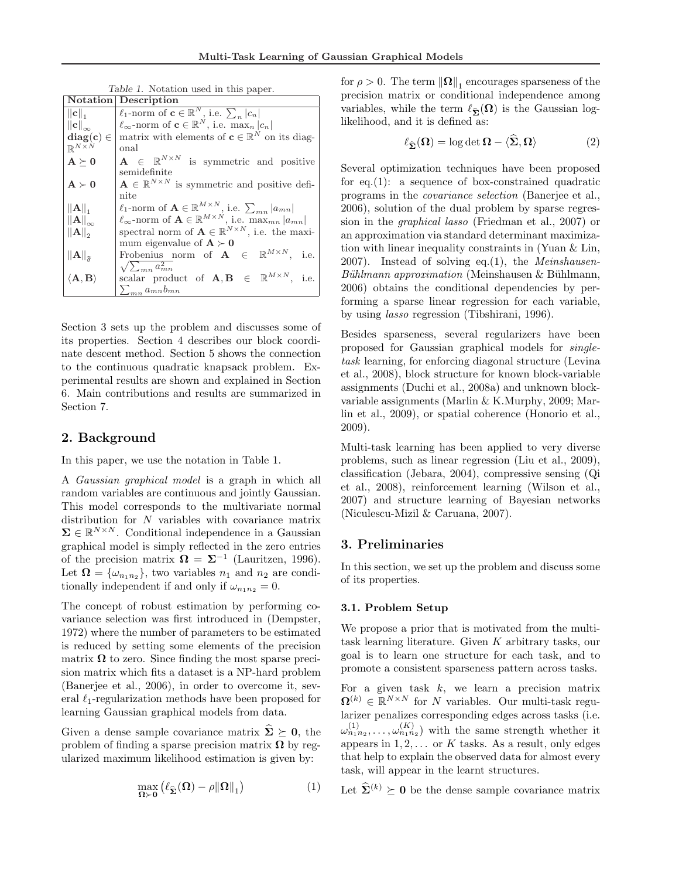Table 1. Notation used in this paper.

| Notation | Description |
|---|---|
| $\|\mathbf{c}\|_1$ | $\ell_1$-norm of $\mathbf{c} \in \mathbb{R}^N$, i.e. $\sum_n \|c_n\|$ |
| $\|\mathbf{c}\|_\infty$ | $\ell_\infty$-norm of $\mathbf{c} \in \mathbb{R}^N$, i.e. $\max_n \|c_n\|$ |
| $\mathbf{diag}(\mathbf{c}) \in \mathbb{R}^{N\times N}$ | matrix with elements of $\mathbf{c} \in \mathbb{R}^N$ on its diagonal |
| $\mathbf{A} \succeq \mathbf{0}$ | $\mathbf{A} \in \mathbb{R}^{N\times N}$ is symmetric and positive semidefinite |
| $\mathbf{A} \succ \mathbf{0}$ | $\mathbf{A} \in \mathbb{R}^{N\times N}$ is symmetric and positive definite |
| $\|\mathbf{A}\|_1$ | $\ell_1$-norm of $\mathbf{A} \in \mathbb{R}^{M\times N}$, i.e. $\sum_{mn} \|a_{mn}\|$ |
| $\|\mathbf{A}\|_\infty$ | $\ell_\infty$-norm of $\mathbf{A} \in \mathbb{R}^{M\times N}$, i.e. $\max_{mn} \|a_{mn}\|$ |
| $\|\mathbf{A}\|_2$ | spectral norm of $\mathbf{A} \in \mathbb{R}^{N\times N}$, i.e. the maximum eigenvalue of $\mathbf{A} \succ \mathbf{0}$ |
| $\|\mathbf{A}\|_{\mathfrak{F}}$ | Frobenius norm of $\mathbf{A} \in \mathbb{R}^{M\times N}$, i.e. $\sqrt{\sum_{mn} a_{mn}^2}$ |
| $\langle \mathbf{A}, \mathbf{B} \rangle$ | scalar product of $\mathbf{A}, \mathbf{B} \in \mathbb{R}^{M\times N}$, i.e. $\sum_{mn} a_{mn} b_{mn}$ |

Section 3 sets up the problem and discusses some of its properties. Section 4 describes our block coordinate descent method. Section 5 shows the connection to the continuous quadratic knapsack problem. Experimental results are shown and explained in Section 6. Main contributions and results are summarized in Section 7.

## 2. Background

In this paper, we use the notation in Table 1.

A *Gaussian graphical model* is a graph in which all random variables are continuous and jointly Gaussian. This model corresponds to the multivariate normal distribution for $N$ variables with covariance matrix $\mathbf{\Sigma} \in \mathbb{R}^{N\times N}$. Conditional independence in a Gaussian graphical model is simply reflected in the zero entries of the precision matrix $\mathbf{\Omega} = \mathbf{\Sigma}^{-1}$ (Lauritzen, 1996). Let $\mathbf{\Omega} = \{\omega_{n_1 n_2}\}$, two variables $n_1$ and $n_2$ are conditionally independent if and only if $\omega_{n_1 n_2} = 0$.

The concept of robust estimation by performing covariance selection was first introduced in (Dempster, 1972) where the number of parameters to be estimated is reduced by setting some elements of the precision matrix $\mathbf{\Omega}$ to zero. Since finding the most sparse precision matrix which fits a dataset is a NP-hard problem (Banerjee et al., 2006), in order to overcome it, several $\ell_1$-regularization methods have been proposed for learning Gaussian graphical models from data.

Given a dense sample covariance matrix $\widehat{\mathbf{\Sigma}} \succeq \mathbf{0}$, the problem of finding a sparse precision matrix $\mathbf{\Omega}$ by regularized maximum likelihood estimation is given by:

$$\max_{\mathbf{\Omega}\succ\mathbf{0}} \left(\ell_{\widehat{\mathbf{\Sigma}}}(\mathbf{\Omega}) - \rho\|\mathbf{\Omega}\|_1\right) \tag{1}$$

for $\rho > 0$. The term $\|\mathbf{\Omega}\|_1$ encourages sparseness of the precision matrix or conditional independence among variables, while the term $\ell_{\widehat{\mathbf{\Sigma}}}(\mathbf{\Omega})$ is the Gaussian log-likelihood, and it is defined as:

$$\ell_{\widehat{\mathbf{\Sigma}}}(\mathbf{\Omega}) = \log\det\mathbf{\Omega} - \langle\widehat{\mathbf{\Sigma}}, \mathbf{\Omega}\rangle \tag{2}$$

Several optimization techniques have been proposed for eq.(1): a sequence of box-constrained quadratic programs in the *covariance selection* (Banerjee et al., 2006), solution of the dual problem by sparse regression in the *graphical lasso* (Friedman et al., 2007) or an approximation via standard determinant maximization with linear inequality constraints in (Yuan & Lin, 2007). Instead of solving eq.(1), the *Meinshausen-Bühlmann approximation* (Meinshausen & Bühlmann, 2006) obtains the conditional dependencies by performing a sparse linear regression for each variable, by using *lasso* regression (Tibshirani, 1996).

Besides sparseness, several regularizers have been proposed for Gaussian graphical models for *single-task* learning, for enforcing diagonal structure (Levina et al., 2008), block structure for known block-variable assignments (Duchi et al., 2008a) and unknown block-variable assignments (Marlin & K.Murphy, 2009; Marlin et al., 2009), or spatial coherence (Honorio et al., 2009).

Multi-task learning has been applied to very diverse problems, such as linear regression (Liu et al., 2009), classification (Jebara, 2004), compressive sensing (Qi et al., 2008), reinforcement learning (Wilson et al., 2007) and structure learning of Bayesian networks (Niculescu-Mizil & Caruana, 2007).

## 3. Preliminaries

In this section, we set up the problem and discuss some of its properties.

### 3.1. Problem Setup

We propose a prior that is motivated from the multi-task learning literature. Given $K$ arbitrary tasks, our goal is to learn one structure for each task, and to promote a consistent sparseness pattern across tasks.

For a given task $k$, we learn a precision matrix $\mathbf{\Omega}^{(k)} \in \mathbb{R}^{N\times N}$ for $N$ variables. Our multi-task regularizer penalizes corresponding edges across tasks (i.e. $\omega_{n_1 n_2}^{(1)}, \ldots, \omega_{n_1 n_2}^{(K)}$) with the same strength whether it appears in $1, 2, \ldots$ or $K$ tasks. As a result, only edges that help to explain the observed data for almost every task, will appear in the learnt structures.

Let $\widehat{\mathbf{\Sigma}}^{(k)} \succeq \mathbf{0}$ be the dense sample covariance matrix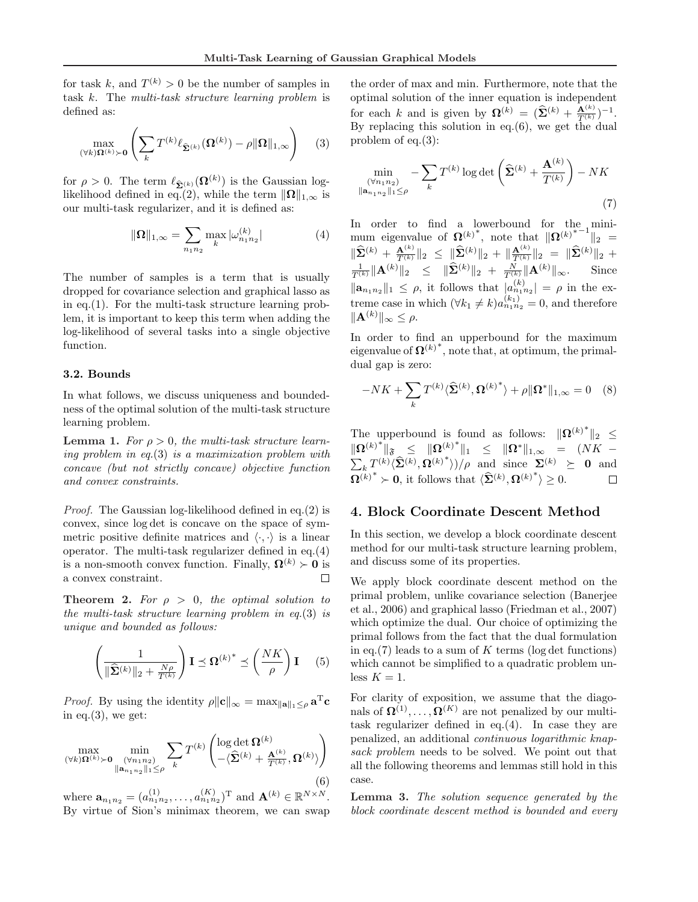for task $k$, and $T^{(k)} > 0$ be the number of samples in task $k$. The *multi-task structure learning problem* is defined as:

$$\max_{(\forall k)\mathbf{\Omega}^{(k)} \succ \mathbf{0}} \left( \sum_k T^{(k)} \ell_{\widehat{\mathbf{\Sigma}}^{(k)}}(\mathbf{\Omega}^{(k)}) - \rho \|\mathbf{\Omega}\|_{1,\infty} \right) \quad (3)$$

for $\rho > 0$. The term $\ell_{\widehat{\mathbf{\Sigma}}^{(k)}}(\mathbf{\Omega}^{(k)})$ is the Gaussian log-likelihood defined in eq.(2), while the term $\|\mathbf{\Omega}\|_{1,\infty}$ is our multi-task regularizer, and it is defined as:

$$\|\mathbf{\Omega}\|_{1,\infty} = \sum_{n_1 n_2} \max_k |\omega_{n_1 n_2}^{(k)}| \quad (4)$$

The number of samples is a term that is usually dropped for covariance selection and graphical lasso as in eq.(1). For the multi-task structure learning problem, it is important to keep this term when adding the log-likelihood of several tasks into a single objective function.

### 3.2. Bounds

In what follows, we discuss uniqueness and boundedness of the optimal solution of the multi-task structure learning problem.

**Lemma 1.** *For $\rho > 0$, the multi-task structure learning problem in eq.(3) is a maximization problem with concave (but not strictly concave) objective function and convex constraints.*

*Proof.* The Gaussian log-likelihood defined in eq.(2) is convex, since $\log\det$ is concave on the space of symmetric positive definite matrices and $\langle\cdot,\cdot\rangle$ is a linear operator. The multi-task regularizer defined in eq.(4) is a non-smooth convex function. Finally, $\mathbf{\Omega}^{(k)} \succ \mathbf{0}$ is a convex constraint. □

**Theorem 2.** *For $\rho > 0$, the optimal solution to the multi-task structure learning problem in eq.(3) is unique and bounded as follows:*

$$\left( \frac{1}{\|\widehat{\mathbf{\Sigma}}^{(k)}\|_2 + \frac{N\rho}{T^{(k)}}} \right) \mathbf{I} \preceq \mathbf{\Omega}^{(k)^*} \preceq \left( \frac{NK}{\rho} \right) \mathbf{I} \quad (5)$$

*Proof.* By using the identity $\rho\|\mathbf{c}\|_\infty = \max_{\|\mathbf{a}\|_1 \leq \rho} \mathbf{a}^{\mathrm{T}}\mathbf{c}$ in eq.(3), we get:

$$\max_{(\forall k)\mathbf{\Omega}^{(k)} \succ \mathbf{0}} \min_{\substack{(\forall n_1 n_2) \\ \|\mathbf{a}_{n_1 n_2}\|_1 \leq \rho}} \sum_k T^{(k)} \begin{pmatrix} \log\det \mathbf{\Omega}^{(k)} \\ -\langle \widehat{\mathbf{\Sigma}}^{(k)} + \frac{\mathbf{A}^{(k)}}{T^{(k)}}, \mathbf{\Omega}^{(k)} \rangle \end{pmatrix} \quad (6)$$

where $\mathbf{a}_{n_1 n_2} = (a_{n_1 n_2}^{(1)}, \ldots, a_{n_1 n_2}^{(K)})^{\mathrm{T}}$ and $\mathbf{A}^{(k)} \in \mathbb{R}^{N \times N}$. By virtue of Sion's minimax theorem, we can swap the order of max and min. Furthermore, note that the optimal solution of the inner equation is independent for each $k$ and is given by $\mathbf{\Omega}^{(k)} = (\widehat{\mathbf{\Sigma}}^{(k)} + \frac{\mathbf{A}^{(k)}}{T^{(k)}})^{-1}$. By replacing this solution in eq.(6), we get the dual problem of eq.(3):

$$\min_{\substack{(\forall n_1 n_2) \\ \|\mathbf{a}_{n_1 n_2}\|_1 \leq \rho}} -\sum_k T^{(k)} \log\det \left( \widehat{\mathbf{\Sigma}}^{(k)} + \frac{\mathbf{A}^{(k)}}{T^{(k)}} \right) - NK \quad (7)$$

In order to find a lowerbound for the minimum eigenvalue of $\mathbf{\Omega}^{(k)^*}$, note that $\|\mathbf{\Omega}^{(k)^{*-1}}\|_2 = \|\widehat{\mathbf{\Sigma}}^{(k)} + \frac{\mathbf{A}^{(k)}}{T^{(k)}}\|_2 \leq \|\widehat{\mathbf{\Sigma}}^{(k)}\|_2 + \|\frac{\mathbf{A}^{(k)}}{T^{(k)}}\|_2 = \|\widehat{\mathbf{\Sigma}}^{(k)}\|_2 + \frac{1}{T^{(k)}}\|\mathbf{A}^{(k)}\|_2 \leq \|\widehat{\mathbf{\Sigma}}^{(k)}\|_2 + \frac{N}{T^{(k)}}\|\mathbf{A}^{(k)}\|_\infty$. Since $\|\mathbf{a}_{n_1 n_2}\|_1 \leq \rho$, it follows that $|a_{n_1 n_2}^{(k)}| = \rho$ in the extreme case in which $(\forall k_1 \neq k) a_{n_1 n_2}^{(k_1)} = 0$, and therefore $\|\mathbf{A}^{(k)}\|_\infty \leq \rho$.

In order to find an upperbound for the maximum eigenvalue of $\mathbf{\Omega}^{(k)^*}$, note that, at optimum, the primal-dual gap is zero:

$$-NK + \sum_k T^{(k)} \langle \widehat{\mathbf{\Sigma}}^{(k)}, \mathbf{\Omega}^{(k)^*} \rangle + \rho \|\mathbf{\Omega}^*\|_{1,\infty} = 0 \quad (8)$$

The upperbound is found as follows: $\|\mathbf{\Omega}^{(k)^*}\|_2 \leq \|\mathbf{\Omega}^{(k)^*}\|_{\mathfrak{F}} \leq \|\mathbf{\Omega}^{(k)^*}\|_1 \leq \|\mathbf{\Omega}^*\|_{1,\infty} = (NK - \sum_k T^{(k)} \langle \widehat{\mathbf{\Sigma}}^{(k)}, \mathbf{\Omega}^{(k)^*} \rangle)/\rho$ and since $\mathbf{\Sigma}^{(k)} \succeq \mathbf{0}$ and $\mathbf{\Omega}^{(k)^*} \succ \mathbf{0}$, it follows that $\langle \widehat{\mathbf{\Sigma}}^{(k)}, \mathbf{\Omega}^{(k)^*} \rangle \geq 0$. □

## 4. Block Coordinate Descent Method

In this section, we develop a block coordinate descent method for our multi-task structure learning problem, and discuss some of its properties.

We apply block coordinate descent method on the primal problem, unlike covariance selection (Banerjee et al., 2006) and graphical lasso (Friedman et al., 2007) which optimize the dual. Our choice of optimizing the primal follows from the fact that the dual formulation in eq.(7) leads to a sum of $K$ terms ($\log\det$ functions) which cannot be simplified to a quadratic problem unless $K = 1$.

For clarity of exposition, we assume that the diagonals of $\mathbf{\Omega}^{(1)}, \ldots, \mathbf{\Omega}^{(K)}$ are not penalized by our multi-task regularizer defined in eq.(4). In case they are penalized, an additional *continuous logarithmic knapsack problem* needs to be solved. We point out that all the following theorems and lemmas still hold in this case.

**Lemma 3.** *The solution sequence generated by the block coordinate descent method is bounded and every*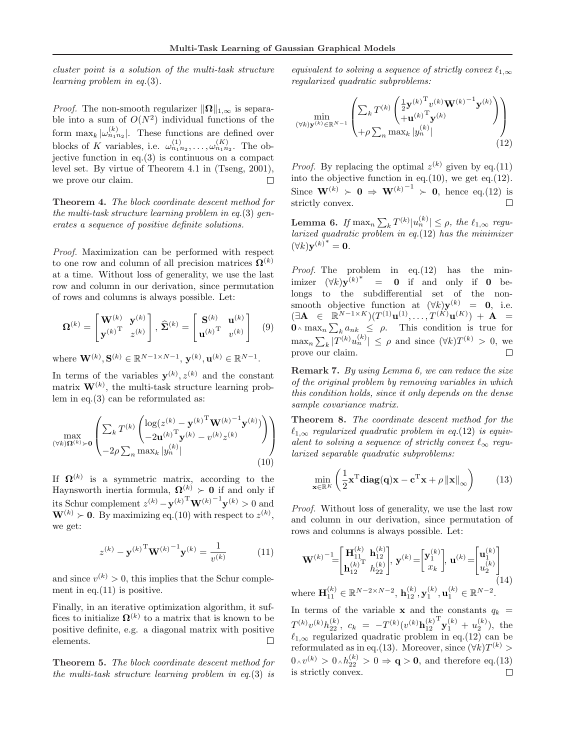*cluster point is a solution of the multi-task structure learning problem in eq.*(3).

*Proof.* The non-smooth regularizer $\|\mathbf{\Omega}\|_{1,\infty}$ is separable into a sum of $O(N^2)$ individual functions of the form $\max_k |\omega_{n_1 n_2}^{(k)}|$. These functions are defined over blocks of $K$ variables, i.e. $\omega_{n_1 n_2}^{(1)}, \dots, \omega_{n_1 n_2}^{(K)}$. The objective function in eq.(3) is continuous on a compact level set. By virtue of Theorem 4.1 in (Tseng, 2001), we prove our claim. □

**Theorem 4.** *The block coordinate descent method for the multi-task structure learning problem in eq.*(3) *generates a sequence of positive definite solutions.*

*Proof.* Maximization can be performed with respect to one row and column of all precision matrices $\mathbf{\Omega}^{(k)}$ at a time. Without loss of generality, we use the last row and column in our derivation, since permutation of rows and columns is always possible. Let:

$$\mathbf{\Omega}^{(k)} = \begin{bmatrix} \mathbf{W}^{(k)} & \mathbf{y}^{(k)} \\ \mathbf{y}^{(k)\mathrm{T}} & z^{(k)} \end{bmatrix}, \; \widehat{\mathbf{\Sigma}}^{(k)} = \begin{bmatrix} \mathbf{S}^{(k)} & \mathbf{u}^{(k)} \\ \mathbf{u}^{(k)\mathrm{T}} & v^{(k)} \end{bmatrix} \quad (9)$$

where $\mathbf{W}^{(k)}, \mathbf{S}^{(k)} \in \mathbb{R}^{N-1 \times N-1}$, $\mathbf{y}^{(k)}, \mathbf{u}^{(k)} \in \mathbb{R}^{N-1}$.

In terms of the variables $\mathbf{y}^{(k)}, z^{(k)}$ and the constant matrix $\mathbf{W}^{(k)}$, the multi-task structure learning problem in eq.(3) can be reformulated as:

$$\max_{(\forall k)\mathbf{\Omega}^{(k)} \succ \mathbf{0}} \left( \begin{array}{l} \sum_k T^{(k)} \left( \begin{array}{l} \log(z^{(k)} - \mathbf{y}^{(k)\mathrm{T}} \mathbf{W}^{(k)^{-1}} \mathbf{y}^{(k)}) \\ -2\mathbf{u}^{(k)\mathrm{T}} \mathbf{y}^{(k)} - v^{(k)} z^{(k)} \end{array} \right) \\ -2\rho \sum_n \max_k |y_n^{(k)}| \end{array} \right) \quad (10)$$

If $\mathbf{\Omega}^{(k)}$ is a symmetric matrix, according to the Haynsworth inertia formula, $\mathbf{\Omega}^{(k)} \succ \mathbf{0}$ if and only if its Schur complement $z^{(k)} - \mathbf{y}^{(k)\mathrm{T}} \mathbf{W}^{(k)^{-1}} \mathbf{y}^{(k)} > 0$ and $\mathbf{W}^{(k)} \succ \mathbf{0}$. By maximizing eq.(10) with respect to $z^{(k)}$, we get:

$$z^{(k)} - \mathbf{y}^{(k)\mathrm{T}} \mathbf{W}^{(k)^{-1}} \mathbf{y}^{(k)} = \frac{1}{v^{(k)}} \quad (11)$$

and since $v^{(k)} > 0$, this implies that the Schur complement in eq.(11) is positive.

Finally, in an iterative optimization algorithm, it suffices to initialize $\mathbf{\Omega}^{(k)}$ to a matrix that is known to be positive definite, e.g. a diagonal matrix with positive elements. □

**Theorem 5.** *The block coordinate descent method for the multi-task structure learning problem in eq.*(3) *is equivalent to solving a sequence of strictly convex $\ell_{1,\infty}$ regularized quadratic subproblems:*

$$\min_{(\forall k)\mathbf{y}^{(k)} \in \mathbb{R}^{N-1}} \left( \begin{array}{l} \sum_k T^{(k)} \left( \begin{array}{l} \frac{1}{2} \mathbf{y}^{(k)\mathrm{T}} v^{(k)} \mathbf{W}^{(k)^{-1}} \mathbf{y}^{(k)} \\ +\mathbf{u}^{(k)\mathrm{T}} \mathbf{y}^{(k)} \end{array} \right) \\ +\rho \sum_n \max_k |y_n^{(k)}| \end{array} \right) \quad (12)$$

*Proof.* By replacing the optimal $z^{(k)}$ given by eq.(11) into the objective function in eq.(10), we get eq.(12). Since $\mathbf{W}^{(k)} \succ \mathbf{0} \Rightarrow \mathbf{W}^{(k)^{-1}} \succ \mathbf{0}$, hence eq.(12) is strictly convex. □

**Lemma 6.** *If $\max_n \sum_k T^{(k)} |u_n^{(k)}| \leq \rho$, the $\ell_{1,\infty}$ regularized quadratic problem in eq.*(12) *has the minimizer $(\forall k)\mathbf{y}^{(k)^*} = \mathbf{0}$.*

*Proof.* The problem in eq.(12) has the minimizer $(\forall k)\mathbf{y}^{(k)^*} = \mathbf{0}$ if and only if $\mathbf{0}$ belongs to the subdifferential set of the non-smooth objective function at $(\forall k)\mathbf{y}^{(k)} = \mathbf{0}$, i.e. $(\exists \mathbf{A} \in \mathbb{R}^{N-1 \times K})(T^{(1)}\mathbf{u}^{(1)}, \dots, T^{(K)}\mathbf{u}^{(K)}) + \mathbf{A} = \mathbf{0} \wedge \max_n \sum_k a_{nk} \leq \rho$. This condition is true for $\max_n \sum_k |T^{(k)} u_n^{(k)}| \leq \rho$ and since $(\forall k) T^{(k)} > 0$, we prove our claim. □

**Remark 7.** *By using Lemma 6, we can reduce the size of the original problem by removing variables in which this condition holds, since it only depends on the dense sample covariance matrix.*

**Theorem 8.** *The coordinate descent method for the $\ell_{1,\infty}$ regularized quadratic problem in eq.*(12) *is equivalent to solving a sequence of strictly convex $\ell_\infty$ regularized separable quadratic subproblems:*

$$\min_{\mathbf{x} \in \mathbb{R}^K} \left( \frac{1}{2} \mathbf{x}^\mathrm{T} \mathbf{diag}(\mathbf{q}) \mathbf{x} - \mathbf{c}^\mathrm{T} \mathbf{x} + \rho \|\mathbf{x}\|_\infty \right) \quad (13)$$

*Proof.* Without loss of generality, we use the last row and column in our derivation, since permutation of rows and columns is always possible. Let:

$$\mathbf{W}^{(k)^{-1}} = \begin{bmatrix} \mathbf{H}_{11}^{(k)} & \mathbf{h}_{12}^{(k)} \\ \mathbf{h}_{12}^{(k)\mathrm{T}} & h_{22}^{(k)} \end{bmatrix}, \mathbf{y}^{(k)} = \begin{bmatrix} \mathbf{y}_1^{(k)} \\ x_k \end{bmatrix}, \mathbf{u}^{(k)} = \begin{bmatrix} \mathbf{u}_1^{(k)} \\ u_2^{(k)} \end{bmatrix} \quad (14)$$

where $\mathbf{H}_{11}^{(k)} \in \mathbb{R}^{N-2 \times N-2}$, $\mathbf{h}_{12}^{(k)}, \mathbf{y}_1^{(k)}, \mathbf{u}_1^{(k)} \in \mathbb{R}^{N-2}$.

In terms of the variable $\mathbf{x}$ and the constants $q_k = T^{(k)} v^{(k)} h_{22}^{(k)}$, $c_k = -T^{(k)}(v^{(k)} \mathbf{h}_{12}^{(k)\mathrm{T}} \mathbf{y}_1^{(k)} + u_2^{(k)})$, the $\ell_{1,\infty}$ regularized quadratic problem in eq.(12) can be reformulated as in eq.(13). Moreover, since $(\forall k) T^{(k)} > 0 \wedge v^{(k)} > 0 \wedge h_{22}^{(k)} > 0 \Rightarrow \mathbf{q} > \mathbf{0}$, and therefore eq.(13) is strictly convex. □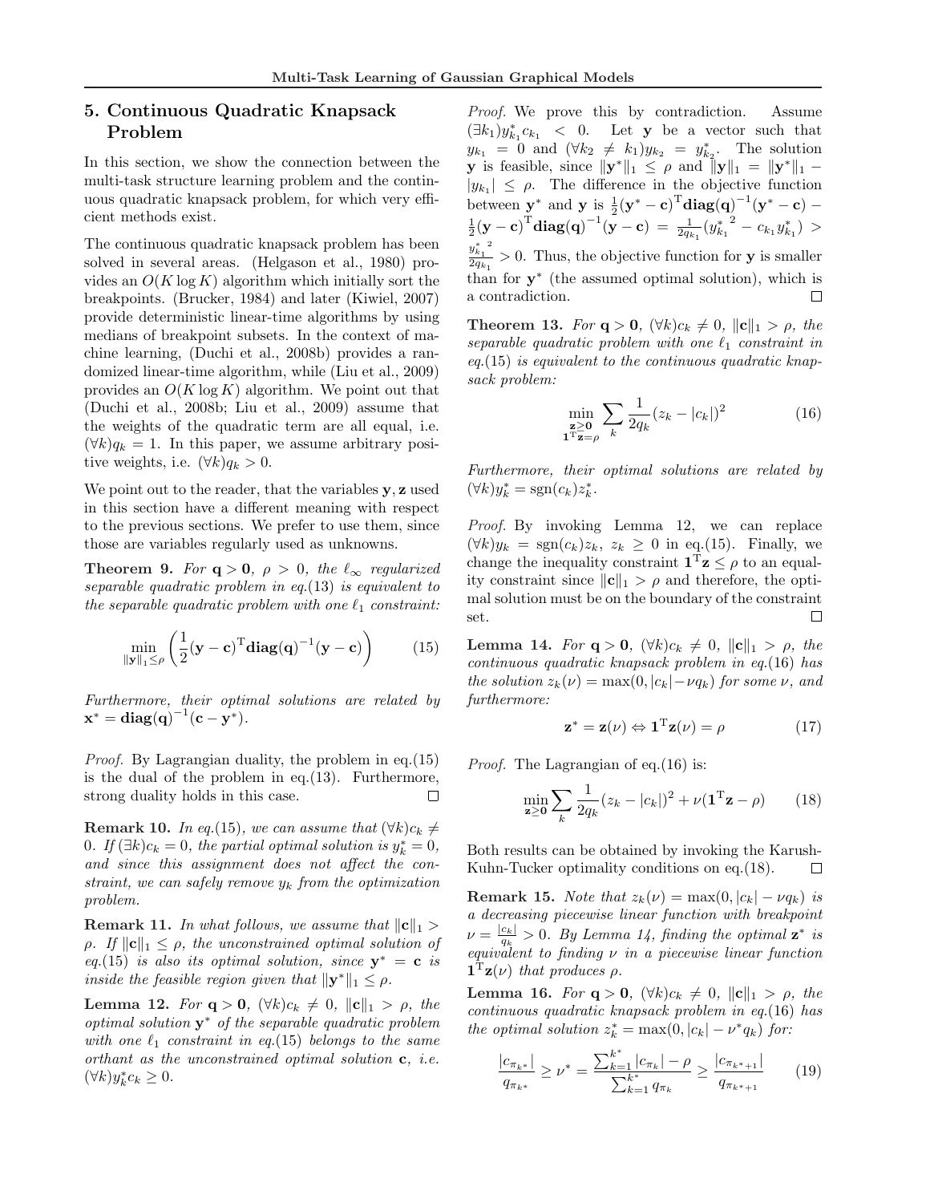## 5. Continuous Quadratic Knapsack Problem

In this section, we show the connection between the multi-task structure learning problem and the continuous quadratic knapsack problem, for which very efficient methods exist.

The continuous quadratic knapsack problem has been solved in several areas. (Helgason et al., 1980) provides an $O(K \log K)$ algorithm which initially sort the breakpoints. (Brucker, 1984) and later (Kiwiel, 2007) provide deterministic linear-time algorithms by using medians of breakpoint subsets. In the context of machine learning, (Duchi et al., 2008b) provides a randomized linear-time algorithm, while (Liu et al., 2009) provides an $O(K \log K)$ algorithm. We point out that (Duchi et al., 2008b; Liu et al., 2009) assume that the weights of the quadratic term are all equal, i.e. $(\forall k) q_k = 1$. In this paper, we assume arbitrary positive weights, i.e. $(\forall k) q_k > 0$.

We point out to the reader, that the variables $\mathbf{y}, \mathbf{z}$ used in this section have a different meaning with respect to the previous sections. We prefer to use them, since those are variables regularly used as unknowns.

**Theorem 9.** *For $\mathbf{q} > \mathbf{0}$, $\rho > 0$, the $\ell_\infty$ regularized separable quadratic problem in eq.(13) is equivalent to the separable quadratic problem with one $\ell_1$ constraint:*

$$\min_{\|\mathbf{y}\|_1 \leq \rho} \left( \frac{1}{2} (\mathbf{y} - \mathbf{c})^{\mathrm{T}} \mathbf{diag}(\mathbf{q})^{-1} (\mathbf{y} - \mathbf{c}) \right) \tag{15}$$

*Furthermore, their optimal solutions are related by $\mathbf{x}^* = \mathbf{diag}(\mathbf{q})^{-1}(\mathbf{c} - \mathbf{y}^*)$.*

*Proof.* By Lagrangian duality, the problem in eq.(15) is the dual of the problem in eq.(13). Furthermore, strong duality holds in this case. $\square$

**Remark 10.** *In eq.(15), we can assume that $(\forall k) c_k \neq 0$. If $(\exists k) c_k = 0$, the partial optimal solution is $y_k^* = 0$, and since this assignment does not affect the constraint, we can safely remove $y_k$ from the optimization problem.*

**Remark 11.** *In what follows, we assume that $\|\mathbf{c}\|_1 > \rho$. If $\|\mathbf{c}\|_1 \leq \rho$, the unconstrained optimal solution of eq.(15) is also its optimal solution, since $\mathbf{y}^* = \mathbf{c}$ is inside the feasible region given that $\|\mathbf{y}^*\|_1 \leq \rho$.*

**Lemma 12.** *For $\mathbf{q} > \mathbf{0}$, $(\forall k) c_k \neq 0$, $\|\mathbf{c}\|_1 > \rho$, the optimal solution $\mathbf{y}^*$ of the separable quadratic problem with one $\ell_1$ constraint in eq.(15) belongs to the same orthant as the unconstrained optimal solution $\mathbf{c}$, i.e. $(\forall k) y_k^* c_k \geq 0$.*

*Proof.* We prove this by contradiction. Assume $(\exists k_1) y_{k_1}^* c_{k_1} < 0$. Let $\mathbf{y}$ be a vector such that $y_{k_1} = 0$ and $(\forall k_2 \neq k_1) y_{k_2} = y_{k_2}^*$. The solution $\mathbf{y}$ is feasible, since $\|\mathbf{y}^*\|_1 \leq \rho$ and $\|\mathbf{y}\|_1 = \|\mathbf{y}^*\|_1 - |y_{k_1}| \leq \rho$. The difference in the objective function between $\mathbf{y}^*$ and $\mathbf{y}$ is $\frac{1}{2}(\mathbf{y}^* - \mathbf{c})^{\mathrm{T}} \mathbf{diag}(\mathbf{q})^{-1} (\mathbf{y}^* - \mathbf{c}) - \frac{1}{2}(\mathbf{y} - \mathbf{c})^{\mathrm{T}} \mathbf{diag}(\mathbf{q})^{-1} (\mathbf{y} - \mathbf{c}) = \frac{1}{2q_{k_1}}({y_{k_1}^*}^2 - c_{k_1} y_{k_1}^*) > \frac{{y_{k_1}^*}^2}{2q_{k_1}} > 0$. Thus, the objective function for $\mathbf{y}$ is smaller than for $\mathbf{y}^*$ (the assumed optimal solution), which is a contradiction. $\square$

**Theorem 13.** *For $\mathbf{q} > \mathbf{0}$, $(\forall k) c_k \neq 0$, $\|\mathbf{c}\|_1 > \rho$, the separable quadratic problem with one $\ell_1$ constraint in eq.(15) is equivalent to the continuous quadratic knapsack problem:*

$$\min_{\substack{\mathbf{z} \geq \mathbf{0} \\ \mathbf{1}^{\mathrm{T}} \mathbf{z} = \rho}} \sum_k \frac{1}{2q_k} (z_k - |c_k|)^2 \tag{16}$$

*Furthermore, their optimal solutions are related by $(\forall k) y_k^* = \mathrm{sgn}(c_k) z_k^*$.*

*Proof.* By invoking Lemma 12, we can replace $(\forall k) y_k = \mathrm{sgn}(c_k) z_k$, $z_k \geq 0$ in eq.(15). Finally, we change the inequality constraint $\mathbf{1}^{\mathrm{T}} \mathbf{z} \leq \rho$ to an equality constraint since $\|\mathbf{c}\|_1 > \rho$ and therefore, the optimal solution must be on the boundary of the constraint set. $\square$

**Lemma 14.** *For $\mathbf{q} > \mathbf{0}$, $(\forall k) c_k \neq 0$, $\|\mathbf{c}\|_1 > \rho$, the continuous quadratic knapsack problem in eq.(16) has the solution $z_k(\nu) = \max(0, |c_k| - \nu q_k)$ for some $\nu$, and furthermore:*

$$\mathbf{z}^* = \mathbf{z}(\nu) \Leftrightarrow \mathbf{1}^{\mathrm{T}} \mathbf{z}(\nu) = \rho \tag{17}$$

*Proof.* The Lagrangian of eq.(16) is:

$$\min_{\mathbf{z} \geq \mathbf{0}} \sum_k \frac{1}{2q_k} (z_k - |c_k|)^2 + \nu(\mathbf{1}^{\mathrm{T}} \mathbf{z} - \rho) \tag{18}$$

Both results can be obtained by invoking the Karush-Kuhn-Tucker optimality conditions on eq.(18). $\square$

**Remark 15.** *Note that $z_k(\nu) = \max(0, |c_k| - \nu q_k)$ is a decreasing piecewise linear function with breakpoint $\nu = \frac{|c_k|}{q_k} > 0$. By Lemma 14, finding the optimal $\mathbf{z}^*$ is equivalent to finding $\nu$ in a piecewise linear function $\mathbf{1}^{\mathrm{T}} \mathbf{z}(\nu)$ that produces $\rho$.*

**Lemma 16.** *For $\mathbf{q} > \mathbf{0}$, $(\forall k) c_k \neq 0$, $\|\mathbf{c}\|_1 > \rho$, the continuous quadratic knapsack problem in eq.(16) has the optimal solution $z_k^* = \max(0, |c_k| - \nu^* q_k)$ for:*

$$\frac{|c_{\pi_{k^*}}|}{q_{\pi_{k^*}}} \geq \nu^* = \frac{\sum_{k=1}^{k^*} |c_{\pi_k}| - \rho}{\sum_{k=1}^{k^*} q_{\pi_k}} \geq \frac{|c_{\pi_{k^*+1}}|}{q_{\pi_{k^*+1}}} \tag{19}$$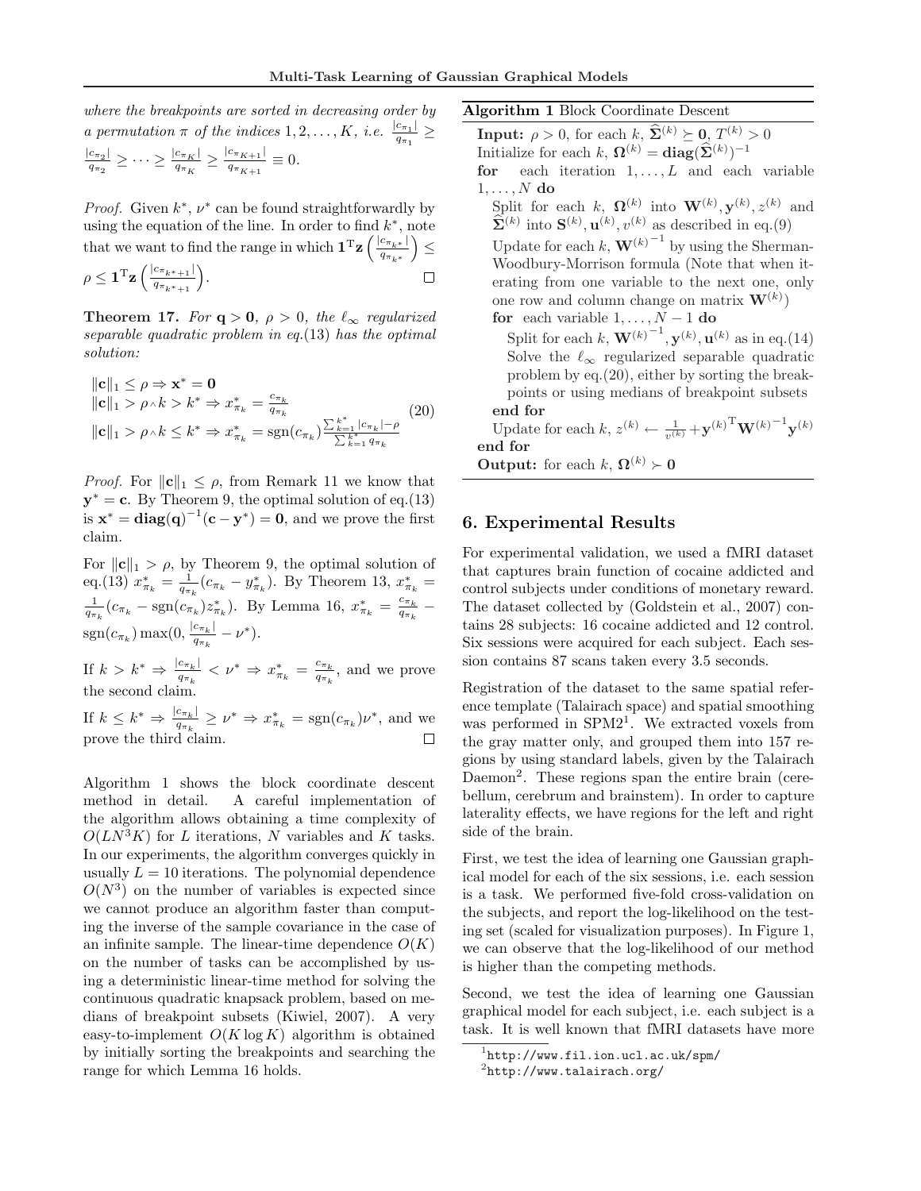where the breakpoints are sorted in decreasing order by a permutation $\pi$ of the indices $1, 2, \ldots, K$, i.e. $\frac{|c_{\pi_1}|}{q_{\pi_1}} \geq \frac{|c_{\pi_2}|}{q_{\pi_2}} \geq \cdots \geq \frac{|c_{\pi_K}|}{q_{\pi_K}} \geq \frac{|c_{\pi_{K+1}}|}{q_{\pi_{K+1}}} \equiv 0$.

*Proof.* Given $k^*$, $\nu^*$ can be found straightforwardly by using the equation of the line. In order to find $k^*$, note that we want to find the range in which $\mathbf{1}^{\mathrm{T}}\mathbf{z}\left(\frac{|c_{\pi_{k^*}}|}{q_{\pi_{k^*}}}\right) \leq \rho \leq \mathbf{1}^{\mathrm{T}}\mathbf{z}\left(\frac{|c_{\pi_{k^*+1}}|}{q_{\pi_{k^*+1}}}\right)$. □

**Theorem 17.** *For $\mathbf{q} > \mathbf{0}$, $\rho > 0$, the $\ell_\infty$ regularized separable quadratic problem in eq.(13) has the optimal solution:*

$$\begin{aligned}
&\|\mathbf{c}\|_1 \leq \rho \Rightarrow \mathbf{x}^* = \mathbf{0} \\
&\|\mathbf{c}\|_1 > \rho \wedge k > k^* \Rightarrow x^*_{\pi_k} = \frac{c_{\pi_k}}{q_{\pi_k}} \\
&\|\mathbf{c}\|_1 > \rho \wedge k \leq k^* \Rightarrow x^*_{\pi_k} = \mathrm{sgn}(c_{\pi_k}) \frac{\sum_{k=1}^{k^*} |c_{\pi_k}| - \rho}{\sum_{k=1}^{k^*} q_{\pi_k}}
\end{aligned} \tag{20}$$

*Proof.* For $\|\mathbf{c}\|_1 \leq \rho$, from Remark 11 we know that $\mathbf{y}^* = \mathbf{c}$. By Theorem 9, the optimal solution of eq.(13) is $\mathbf{x}^* = \mathbf{diag}(\mathbf{q})^{-1}(\mathbf{c} - \mathbf{y}^*) = \mathbf{0}$, and we prove the first claim.

For $\|\mathbf{c}\|_1 > \rho$, by Theorem 9, the optimal solution of eq.(13) $x^*_{\pi_k} = \frac{1}{q_{\pi_k}}(c_{\pi_k} - y^*_{\pi_k})$. By Theorem 13, $x^*_{\pi_k} = \frac{1}{q_{\pi_k}}(c_{\pi_k} - \mathrm{sgn}(c_{\pi_k}) z^*_{\pi_k})$. By Lemma 16, $x^*_{\pi_k} = \frac{c_{\pi_k}}{q_{\pi_k}} - \mathrm{sgn}(c_{\pi_k}) \max(0, \frac{|c_{\pi_k}|}{q_{\pi_k}} - \nu^*)$.

If $k > k^* \Rightarrow \frac{|c_{\pi_k}|}{q_{\pi_k}} < \nu^* \Rightarrow x^*_{\pi_k} = \frac{c_{\pi_k}}{q_{\pi_k}}$, and we prove the second claim.

If $k \leq k^* \Rightarrow \frac{|c_{\pi_k}|}{q_{\pi_k}} \geq \nu^* \Rightarrow x^*_{\pi_k} = \mathrm{sgn}(c_{\pi_k})\nu^*$, and we prove the third claim. □

Algorithm 1 shows the block coordinate descent method in detail. A careful implementation of the algorithm allows obtaining a time complexity of $O(LN^3K)$ for $L$ iterations, $N$ variables and $K$ tasks. In our experiments, the algorithm converges quickly in usually $L = 10$ iterations. The polynomial dependence $O(N^3)$ on the number of variables is expected since we cannot produce an algorithm faster than computing the inverse of the sample covariance in the case of an infinite sample. The linear-time dependence $O(K)$ on the number of tasks can be accomplished by using a deterministic linear-time method for solving the continuous quadratic knapsack problem, based on medians of breakpoint subsets (Kiwiel, 2007). A very easy-to-implement $O(K \log K)$ algorithm is obtained by initially sorting the breakpoints and searching the range for which Lemma 16 holds.

**Algorithm 1** Block Coordinate Descent

**Input:** $\rho > 0$, for each $k$, $\widehat{\mathbf{\Sigma}}^{(k)} \succeq \mathbf{0}$, $T^{(k)} > 0$
Initialize for each $k$, $\mathbf{\Omega}^{(k)} = \mathbf{diag}(\widehat{\mathbf{\Sigma}}^{(k)})^{-1}$
**for** each iteration $1, \ldots, L$ and each variable $1, \ldots, N$ **do**
  Split for each $k$, $\mathbf{\Omega}^{(k)}$ into $\mathbf{W}^{(k)}, \mathbf{y}^{(k)}, z^{(k)}$ and $\widehat{\mathbf{\Sigma}}^{(k)}$ into $\mathbf{S}^{(k)}, \mathbf{u}^{(k)}, v^{(k)}$ as described in eq.(9)
  Update for each $k$, ${\mathbf{W}^{(k)}}^{-1}$ by using the Sherman-Woodbury-Morrison formula (Note that when iterating from one variable to the next one, only one row and column change on matrix $\mathbf{W}^{(k)}$)
  **for** each variable $1, \ldots, N-1$ **do**
    Split for each $k$, ${\mathbf{W}^{(k)}}^{-1}, \mathbf{y}^{(k)}, \mathbf{u}^{(k)}$ as in eq.(14)
    Solve the $\ell_\infty$ regularized separable quadratic problem by eq.(20), either by sorting the breakpoints or using medians of breakpoint subsets
  **end for**
  Update for each $k$, $z^{(k)} \leftarrow \frac{1}{v^{(k)}} + {\mathbf{y}^{(k)}}^{\mathrm{T}} {\mathbf{W}^{(k)}}^{-1} \mathbf{y}^{(k)}$
**end for**
**Output:** for each $k$, $\mathbf{\Omega}^{(k)} \succ \mathbf{0}$

## 6. Experimental Results

For experimental validation, we used a fMRI dataset that captures brain function of cocaine addicted and control subjects under conditions of monetary reward. The dataset collected by (Goldstein et al., 2007) contains 28 subjects: 16 cocaine addicted and 12 control. Six sessions were acquired for each subject. Each session contains 87 scans taken every 3.5 seconds.

Registration of the dataset to the same spatial reference template (Talairach space) and spatial smoothing was performed in SPM2[1]. We extracted voxels from the gray matter only, and grouped them into 157 regions by using standard labels, given by the Talairach Daemon[2]. These regions span the entire brain (cerebellum, cerebrum and brainstem). In order to capture laterality effects, we have regions for the left and right side of the brain.

First, we test the idea of learning one Gaussian graphical model for each of the six sessions, i.e. each session is a task. We performed five-fold cross-validation on the subjects, and report the log-likelihood on the testing set (scaled for visualization purposes). In Figure 1, we can observe that the log-likelihood of our method is higher than the competing methods.

Second, we test the idea of learning one Gaussian graphical model for each subject, i.e. each subject is a task. It is well known that fMRI datasets have more

[1] http://www.fil.ion.ucl.ac.uk/spm/
[2] http://www.talairach.org/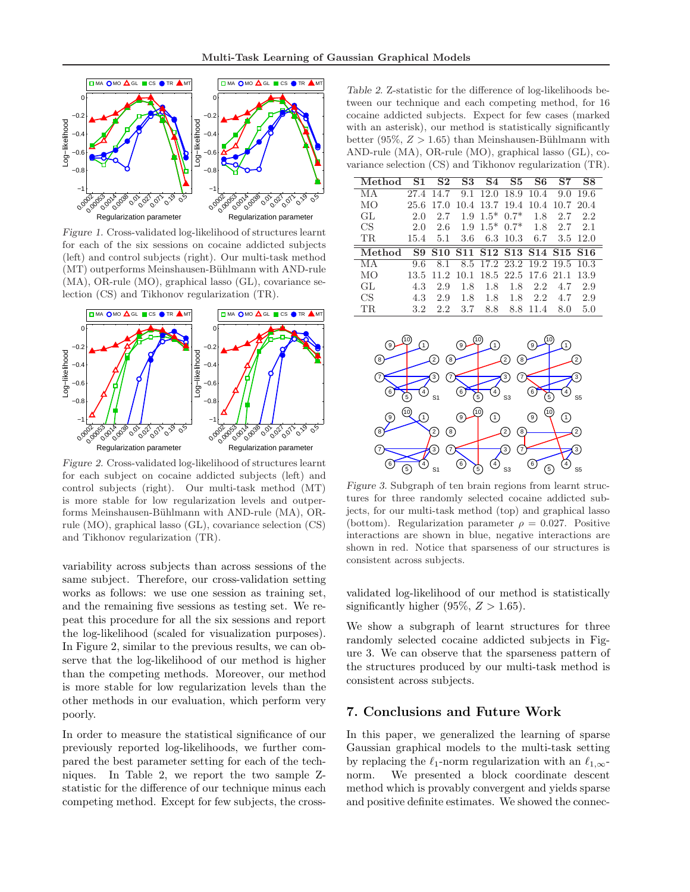Figure 1. Cross-validated log-likelihood of structures learnt for each of the six sessions on cocaine addicted subjects (left) and control subjects (right). Our multi-task method (MT) outperforms Meinshausen-Bühlmann with AND-rule (MA), OR-rule (MO), graphical lasso (GL), covariance selection (CS) and Tikhonov regularization (TR).

Figure 2. Cross-validated log-likelihood of structures learnt for each subject on cocaine addicted subjects (left) and control subjects (right). Our multi-task method (MT) is more stable for low regularization levels and outperforms Meinshausen-Bühlmann with AND-rule (MA), OR-rule (MO), graphical lasso (GL), covariance selection (CS) and Tikhonov regularization (TR).

variability across subjects than across sessions of the same subject. Therefore, our cross-validation setting works as follows: we use one session as training set, and the remaining five sessions as testing set. We repeat this procedure for all the six sessions and report the log-likelihood (scaled for visualization purposes). In Figure 2, similar to the previous results, we can observe that the log-likelihood of our method is higher than the competing methods. Moreover, our method is more stable for low regularization levels than the other methods in our evaluation, which perform very poorly.

In order to measure the statistical significance of our previously reported log-likelihoods, we further compared the best parameter setting for each of the techniques. In Table 2, we report the two sample Z-statistic for the difference of our technique minus each competing method. Except for few subjects, the cross-validated log-likelihood of our method is statistically significantly higher (95%, $Z > 1.65$).

Table 2. Z-statistic for the difference of log-likelihoods between our technique and each competing method, for 16 cocaine addicted subjects. Expect for few cases (marked with an asterisk), our method is statistically significantly better (95%, $Z > 1.65$) than Meinshausen-Bühlmann with AND-rule (MA), OR-rule (MO), graphical lasso (GL), covariance selection (CS) and Tikhonov regularization (TR).

| Method | S1 | S2 | S3 | S4 | S5 | S6 | S7 | S8 |
|---|---|---|---|---|---|---|---|---|
| MA | 27.4 | 14.7 | 9.1 | 12.0 | 18.9 | 10.4 | 9.0 | 19.6 |
| MO | 25.6 | 17.0 | 10.4 | 13.7 | 19.4 | 10.4 | 10.7 | 20.4 |
| GL | 2.0 | 2.7 | 1.9 | 1.5* | 0.7* | 1.8 | 2.7 | 2.2 |
| CS | 2.0 | 2.6 | 1.9 | 1.5* | 0.7* | 1.8 | 2.7 | 2.1 |
| TR | 15.4 | 5.1 | 3.6 | 6.3 | 10.3 | 6.7 | 3.5 | 12.0 |
| **Method** | **S9** | **S10** | **S11** | **S12** | **S13** | **S14** | **S15** | **S16** |
| MA | 9.6 | 8.1 | 8.5 | 17.2 | 23.2 | 19.2 | 19.5 | 10.3 |
| MO | 13.5 | 11.2 | 10.1 | 18.5 | 22.5 | 17.6 | 21.1 | 13.9 |
| GL | 4.3 | 2.9 | 1.8 | 1.8 | 1.8 | 2.2 | 4.7 | 2.9 |
| CS | 4.3 | 2.9 | 1.8 | 1.8 | 1.8 | 2.2 | 4.7 | 2.9 |
| TR | 3.2 | 2.2 | 3.7 | 8.8 | 8.8 | 11.4 | 8.0 | 5.0 |

Figure 3. Subgraph of ten brain regions from learnt structures for three randomly selected cocaine addicted subjects, for our multi-task method (top) and graphical lasso (bottom). Regularization parameter $\rho = 0.027$. Positive interactions are shown in blue, negative interactions are shown in red. Notice that sparseness of our structures is consistent across subjects.

We show a subgraph of learnt structures for three randomly selected cocaine addicted subjects in Figure 3. We can observe that the sparseness pattern of the structures produced by our multi-task method is consistent across subjects.

## 7. Conclusions and Future Work

In this paper, we generalized the learning of sparse Gaussian graphical models to the multi-task setting by replacing the $\ell_1$-norm regularization with an $\ell_{1,\infty}$-norm. We presented a block coordinate descent method which is provably convergent and yields sparse and positive definite estimates. We showed the connec-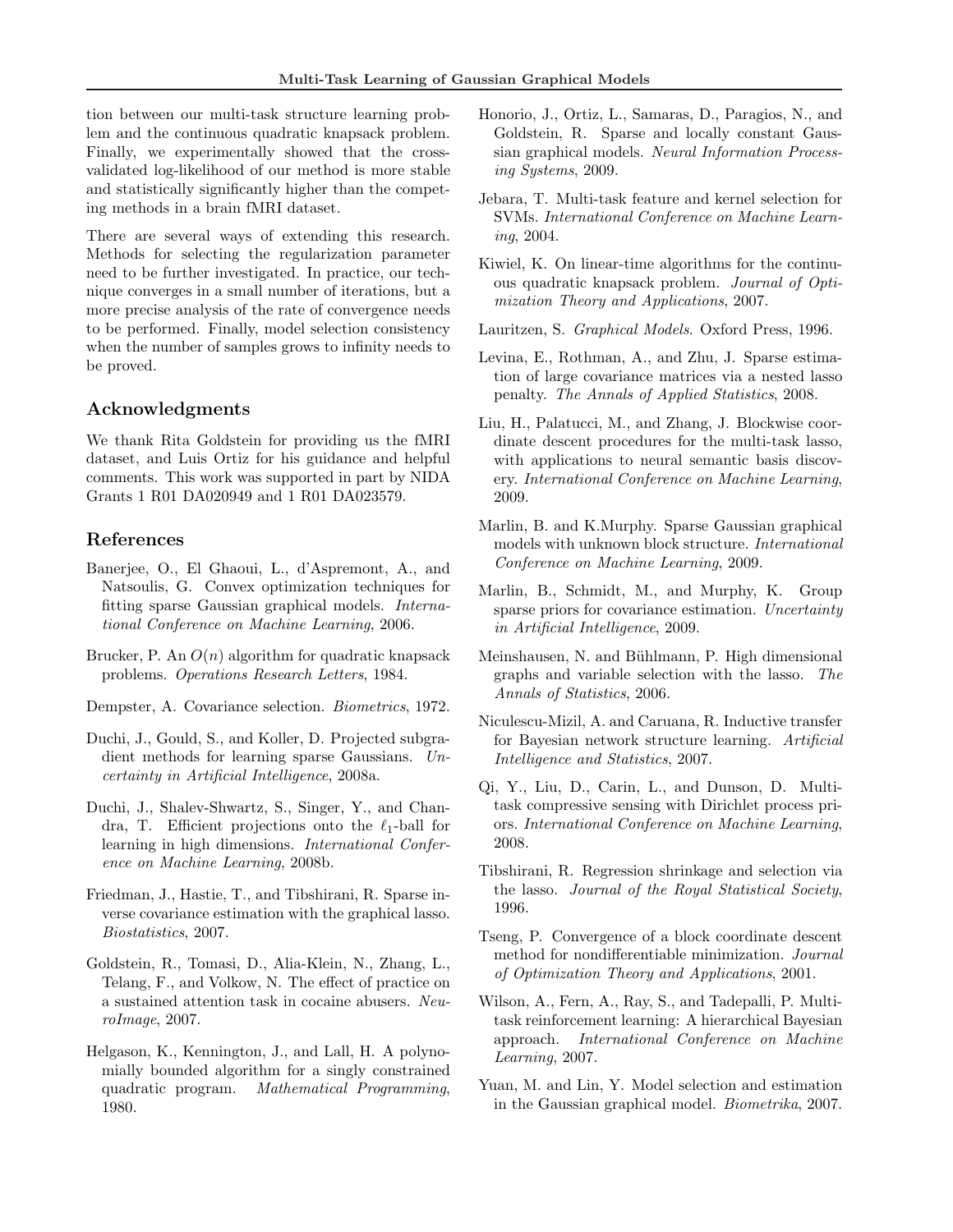tion between our multi-task structure learning problem and the continuous quadratic knapsack problem. Finally, we experimentally showed that the cross-validated log-likelihood of our method is more stable and statistically significantly higher than the competing methods in a brain fMRI dataset.

There are several ways of extending this research. Methods for selecting the regularization parameter need to be further investigated. In practice, our technique converges in a small number of iterations, but a more precise analysis of the rate of convergence needs to be performed. Finally, model selection consistency when the number of samples grows to infinity needs to be proved.

## Acknowledgments

We thank Rita Goldstein for providing us the fMRI dataset, and Luis Ortiz for his guidance and helpful comments. This work was supported in part by NIDA Grants 1 R01 DA020949 and 1 R01 DA023579.

## References

Banerjee, O., El Ghaoui, L., d'Aspremont, A., and Natsoulis, G. Convex optimization techniques for fitting sparse Gaussian graphical models. *International Conference on Machine Learning*, 2006.

Brucker, P. An $O(n)$ algorithm for quadratic knapsack problems. *Operations Research Letters*, 1984.

Dempster, A. Covariance selection. *Biometrics*, 1972.

Duchi, J., Gould, S., and Koller, D. Projected subgradient methods for learning sparse Gaussians. *Uncertainty in Artificial Intelligence*, 2008a.

Duchi, J., Shalev-Shwartz, S., Singer, Y., and Chandra, T. Efficient projections onto the $\ell_1$-ball for learning in high dimensions. *International Conference on Machine Learning*, 2008b.

Friedman, J., Hastie, T., and Tibshirani, R. Sparse inverse covariance estimation with the graphical lasso. *Biostatistics*, 2007.

Goldstein, R., Tomasi, D., Alia-Klein, N., Zhang, L., Telang, F., and Volkow, N. The effect of practice on a sustained attention task in cocaine abusers. *NeuroImage*, 2007.

Helgason, K., Kennington, J., and Lall, H. A polynomially bounded algorithm for a singly constrained quadratic program. *Mathematical Programming*, 1980.

Honorio, J., Ortiz, L., Samaras, D., Paragios, N., and Goldstein, R. Sparse and locally constant Gaussian graphical models. *Neural Information Processing Systems*, 2009.

Jebara, T. Multi-task feature and kernel selection for SVMs. *International Conference on Machine Learning*, 2004.

Kiwiel, K. On linear-time algorithms for the continuous quadratic knapsack problem. *Journal of Optimization Theory and Applications*, 2007.

Lauritzen, S. *Graphical Models*. Oxford Press, 1996.

Levina, E., Rothman, A., and Zhu, J. Sparse estimation of large covariance matrices via a nested lasso penalty. *The Annals of Applied Statistics*, 2008.

Liu, H., Palatucci, M., and Zhang, J. Blockwise coordinate descent procedures for the multi-task lasso, with applications to neural semantic basis discovery. *International Conference on Machine Learning*, 2009.

Marlin, B. and K.Murphy. Sparse Gaussian graphical models with unknown block structure. *International Conference on Machine Learning*, 2009.

Marlin, B., Schmidt, M., and Murphy, K. Group sparse priors for covariance estimation. *Uncertainty in Artificial Intelligence*, 2009.

Meinshausen, N. and Bühlmann, P. High dimensional graphs and variable selection with the lasso. *The Annals of Statistics*, 2006.

Niculescu-Mizil, A. and Caruana, R. Inductive transfer for Bayesian network structure learning. *Artificial Intelligence and Statistics*, 2007.

Qi, Y., Liu, D., Carin, L., and Dunson, D. Multi-task compressive sensing with Dirichlet process priors. *International Conference on Machine Learning*, 2008.

Tibshirani, R. Regression shrinkage and selection via the lasso. *Journal of the Royal Statistical Society*, 1996.

Tseng, P. Convergence of a block coordinate descent method for nondifferentiable minimization. *Journal of Optimization Theory and Applications*, 2001.

Wilson, A., Fern, A., Ray, S., and Tadepalli, P. Multi-task reinforcement learning: A hierarchical Bayesian approach. *International Conference on Machine Learning*, 2007.

Yuan, M. and Lin, Y. Model selection and estimation in the Gaussian graphical model. *Biometrika*, 2007.